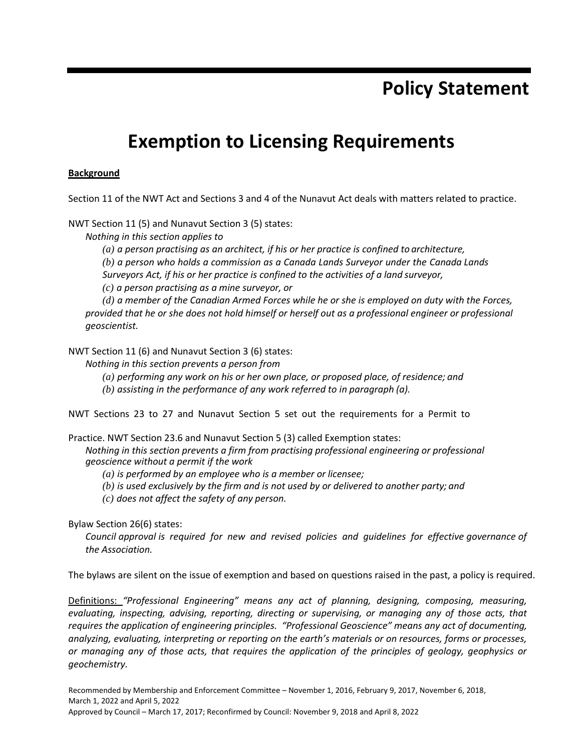# Policy Statement

# Exemption to Licensing Requirements

**Background**

Section 11 of the NWT Act and Sections 3 and 4 of the Nunavut Act deals with matters related to practice.

NWT Section 11 (5) and Nunavut Section 3 (5) states:

*Nothing in this section applies to*

*(a) a person practising as an architect, if his or her practice is confined to architecture,*

*(b) a person who holds a commission as a Canada Lands Surveyor under the Canada Lands Surveyors Act, if his or her practice is confined to the activities of a land surveyor,*

*(c) a person practising as a mine surveyor, or*

*(d) a member of the Canadian Armed Forces while he or she is employed on duty with the Forces, provided that he or she does not hold himself or herself out as a professional engineer or professional geoscientist.*

NWT Section 11 (6) and Nunavut Section 3 (6) states:

*Nothing in this section prevents a person from*

*(a) performing any work on his or her own place, or proposed place, of residence; and*

*(b) assisting in the performance of any work referred to in paragraph (a).*

NWT Sections 23 to 27 and Nunavut Section 5 set out the requirements for a Permit to Practice. NWT Section 23.6 and Nunavut Section 5 (3) called Exemption states:

*Nothing in this section prevents a firm from practising professional engineering or professional geoscience without a permit if the work*

*(a) is performed by an employee who is a member or licensee;*

*(b) is used exclusively by the firm and is not used by or delivered to another party; and*

*(c) does not affect the safety of any person.*

Bylaw Section 26(6) states:

*Council approval is required for new and revised policies and guidelines for effective governance of the Association.*

The bylaws are silent on the issue of exemption and based on questions raised in the past, a policy is required.

<u>Definitions:</u> *"Professional Engineering" means any act of planning, designing, composing, measuring, evaluating, inspecting, advising, reporting, directing or supervising, or managing any of those acts, that requires the application of engineering principles. "Professional Geoscience" means any act of documenting, analyzing, evaluating, interpreting or reporting on the earth's materials or on resources, forms or processes, or managing any of those acts, that requires the application of the principles of geology, geophysics or geochemistry.*

Recommended by Membership and Enforcement Committee – November 1, 2016, February 9, 2017, November 6, 2018, March 1, 2022 and April 5, 2022

Approved by Council – March 17, 2017; Reconfirmed by Council: November 9, 2018 and April 8, 2022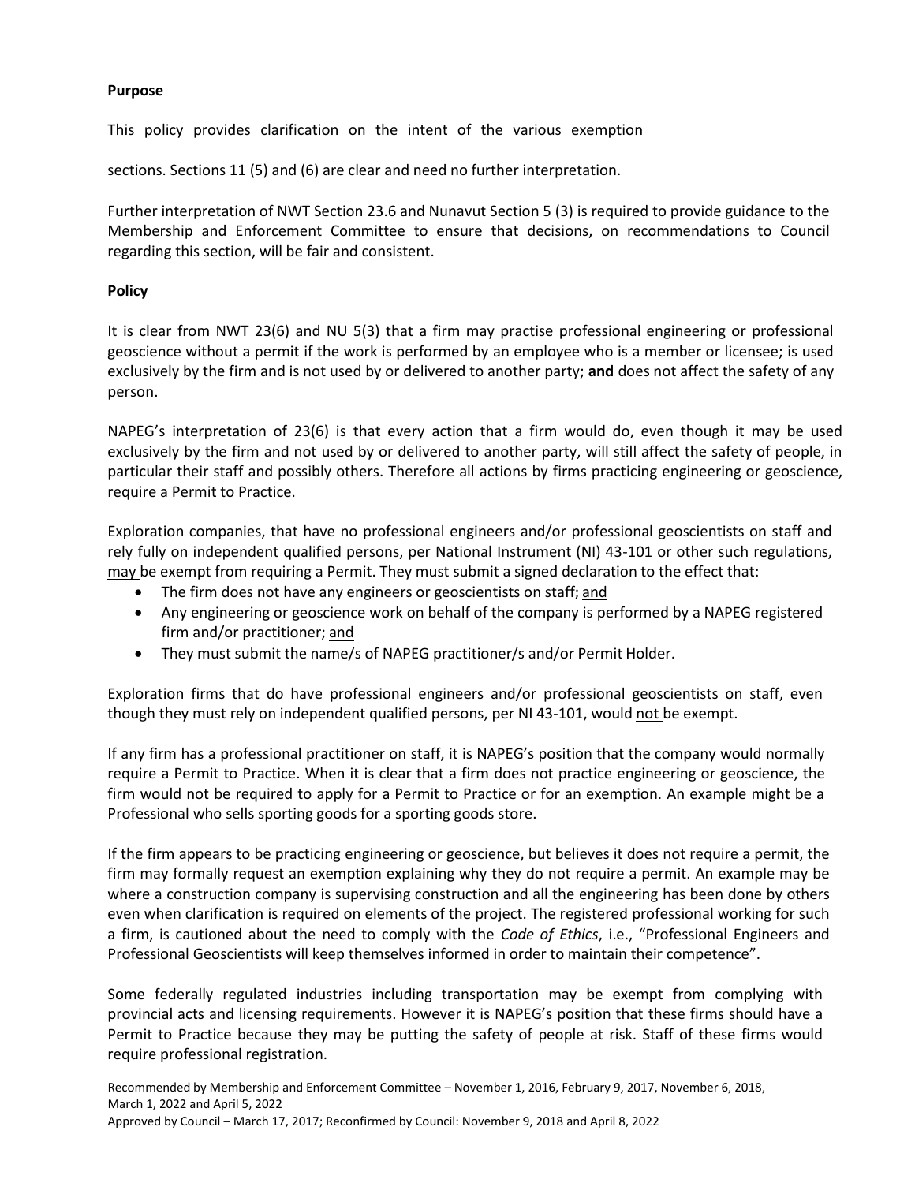**Purpose**

This policy provides clarification on the intent of the various exemption

sections. Sections 11 (5) and (6) are clear and need no further interpretation.

Further interpretation of NWT Section 23.6 and Nunavut Section 5 (3) is required to provide guidance to the Membership and Enforcement Committee to ensure that decisions, on recommendations to Council regarding this section, will be fair and consistent.

**Policy**

It is clear from NWT 23(6) and NU 5(3) that a firm may practise professional engineering or professional geoscience without a permit if the work is performed by an employee who is a member or licensee; is used exclusively by the firm and is not used by or delivered to another party; **and** does not affect the safety of any person.

NAPEG's interpretation of 23(6) is that every action that a firm would do, even though it may be used exclusively by the firm and not used by or delivered to another party, will still affect the safety of people, in particular their staff and possibly others. Therefore all actions by firms practicing engineering or geoscience, require a Permit to Practice.

Exploration companies, that have no professional engineers and/or professional geoscientists on staff and rely fully on independent qualified persons, per National Instrument (NI) 43-101 or other such regulations, <u>may</u> be exempt from requiring a Permit. They must submit a signed declaration to the effect that:

- The firm does not have any engineers or geoscientists on staff; <u>and</u>
- Any engineering or geoscience work on behalf of the company is performed by a NAPEG registered firm and/or practitioner; <u>and</u>
- They must submit the name/s of NAPEG practitioner/s and/or Permit Holder.

Exploration firms that do have professional engineers and/or professional geoscientists on staff, even though they must rely on independent qualified persons, per NI 43-101, would <u>not</u> be exempt.

If any firm has a professional practitioner on staff, it is NAPEG's position that the company would normally require a Permit to Practice. When it is clear that a firm does not practice engineering or geoscience, the firm would not be required to apply for a Permit to Practice or for an exemption. An example might be a Professional who sells sporting goods for a sporting goods store.

If the firm appears to be practicing engineering or geoscience, but believes it does not require a permit, the firm may formally request an exemption explaining why they do not require a permit. An example may be where a construction company is supervising construction and all the engineering has been done by others even when clarification is required on elements of the project. The registered professional working for such a firm, is cautioned about the need to comply with the *Code of Ethics*, i.e., "Professional Engineers and Professional Geoscientists will keep themselves informed in order to maintain their competence".

Some federally regulated industries including transportation may be exempt from complying with provincial acts and licensing requirements. However it is NAPEG's position that these firms should have a Permit to Practice because they may be putting the safety of people at risk. Staff of these firms would require professional registration.

Recommended by Membership and Enforcement Committee – November 1, 2016, February 9, 2017, November 6, 2018, March 1, 2022 and April 5, 2022
Approved by Council – March 17, 2017; Reconfirmed by Council: November 9, 2018 and April 8, 2022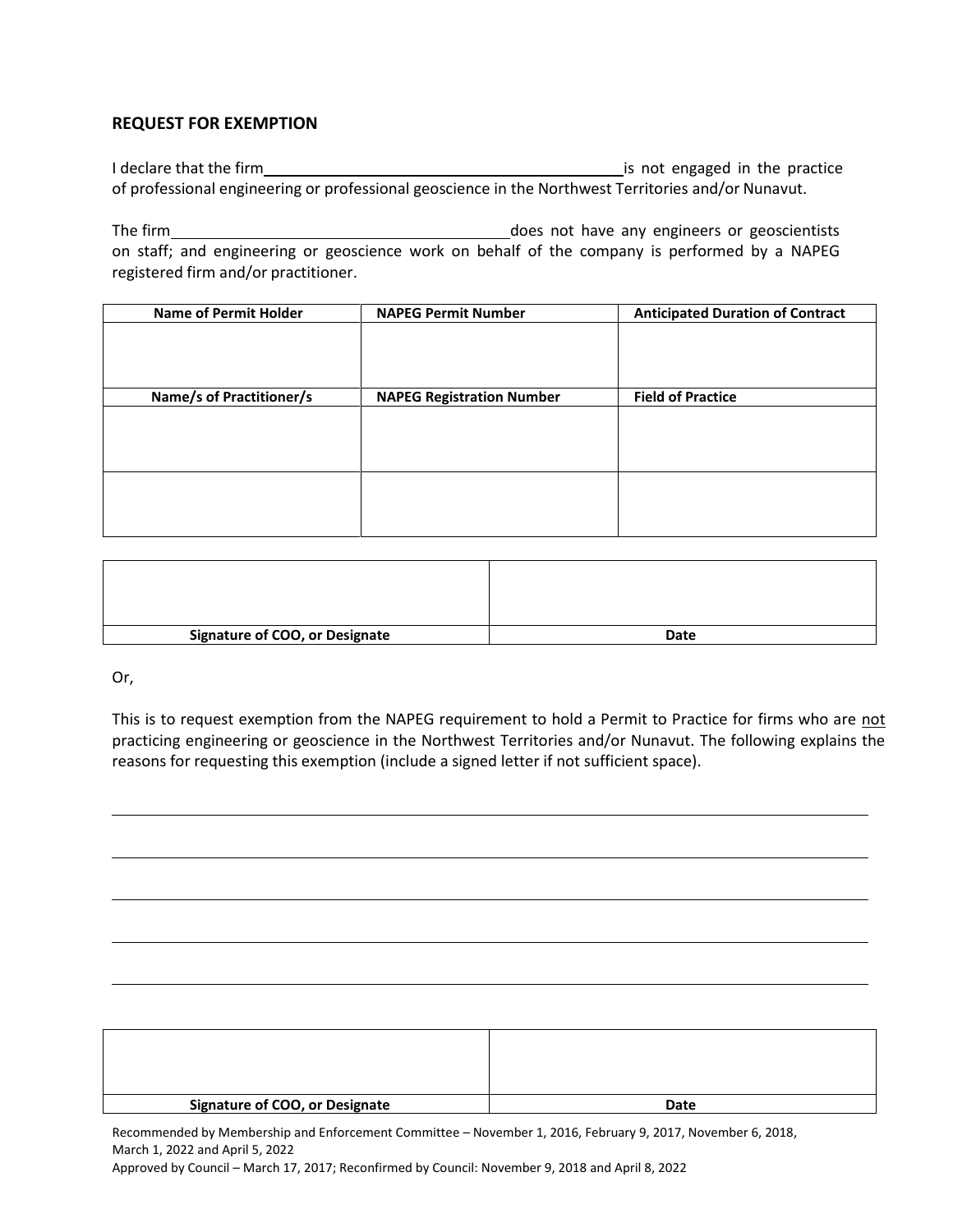## REQUEST FOR EXEMPTION

I declare that the firm ____________________________________________ is not engaged in the practice of professional engineering or professional geoscience in the Northwest Territories and/or Nunavut.

The firm ________________________________________ does not have any engineers or geoscientists on staff; and engineering or geoscience work on behalf of the company is performed by a NAPEG registered firm and/or practitioner.

| Name of Permit Holder | NAPEG Permit Number | Anticipated Duration of Contract |
|---|---|---|
| | | |
| **Name/s of Practitioner/s** | **NAPEG Registration Number** | **Field of Practice** |
| | | |
| | | |

| | |
|---|---|
| | |
| **Signature of COO, or Designate** | **Date** |

Or,

This is to request exemption from the NAPEG requirement to hold a Permit to Practice for firms who are <u>not</u> practicing engineering or geoscience in the Northwest Territories and/or Nunavut. The following explains the reasons for requesting this exemption (include a signed letter if not sufficient space).

______________________________________________________________________________

______________________________________________________________________________

______________________________________________________________________________

______________________________________________________________________________

______________________________________________________________________________

| | |
|---|---|
| | |
| **Signature of COO, or Designate** | **Date** |

Recommended by Membership and Enforcement Committee – November 1, 2016, February 9, 2017, November 6, 2018, March 1, 2022 and April 5, 2022

Approved by Council – March 17, 2017; Reconfirmed by Council: November 9, 2018 and April 8, 2022